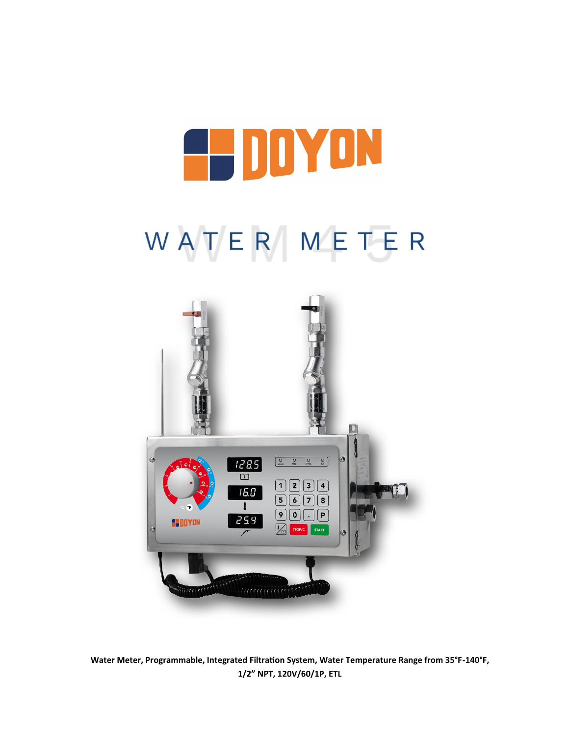# DOYON

# WATER METER

**Water Meter, Programmable, Integrated Filtration System, Water Temperature Range from 35°F-140°F, 1/2" NPT, 120V/60/1P, ETL**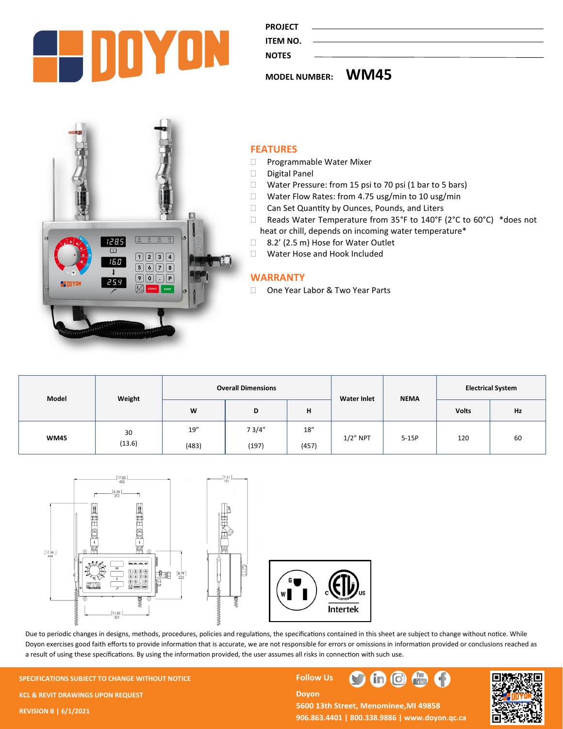PROJECT

ITEM NO.

NOTES

MODEL NUMBER: **WM45**

## FEATURES

- Programmable Water Mixer
- Digital Panel
- Water Pressure: from 15 psi to 70 psi (1 bar to 5 bars)
- Water Flow Rates: from 4.75 usg/min to 10 usg/min
- Can Set Quantity by Ounces, Pounds, and Liters
- Reads Water Temperature from 35°F to 140°F (2°C to 60°C) *does not heat or chill, depends on incoming water temperature*
- 8.2' (2.5 m) Hose for Water Outlet
- Water Hose and Hook Included

## WARRANTY

- One Year Labor & Two Year Parts

| Model | Weight | Overall Dimensions | | | Water Inlet | NEMA | Electrical System | |
|---|---|---|---|---|---|---|---|---|
| | | W | D | H | | | Volts | Hz |
| WM45 | 30 (13.6) | 19" (483) | 7 3/4" (197) | 18" (457) | 1/2" NPT | 5-15P | 120 | 60 |

[17.82] 453
[8.35] 212
[17.46] 444
[8.79] 223
[11.85] 301
[7.51] 191

Due to periodic changes in designs, methods, procedures, policies and regulations, the specifications contained in this sheet are subject to change without notice. While Doyon exercises good faith efforts to provide information that is accurate, we are not responsible for errors or omissions in information provided or conclusions reached as a result of using these specifications. By using the information provided, the user assumes all risks in connection with such use.

**SPECIFICATIONS SUBJECT TO CHANGE WITHOUT NOTICE**

**KCL & REVIT DRAWINGS UPON REQUEST**

**REVISION B | 6/1/2021**

**Follow Us**

**Doyon**
**5600 13th Street, Menominee,MI 49858**
**906.863.4401 | 800.338.9886 | www.doyon.qc.ca**